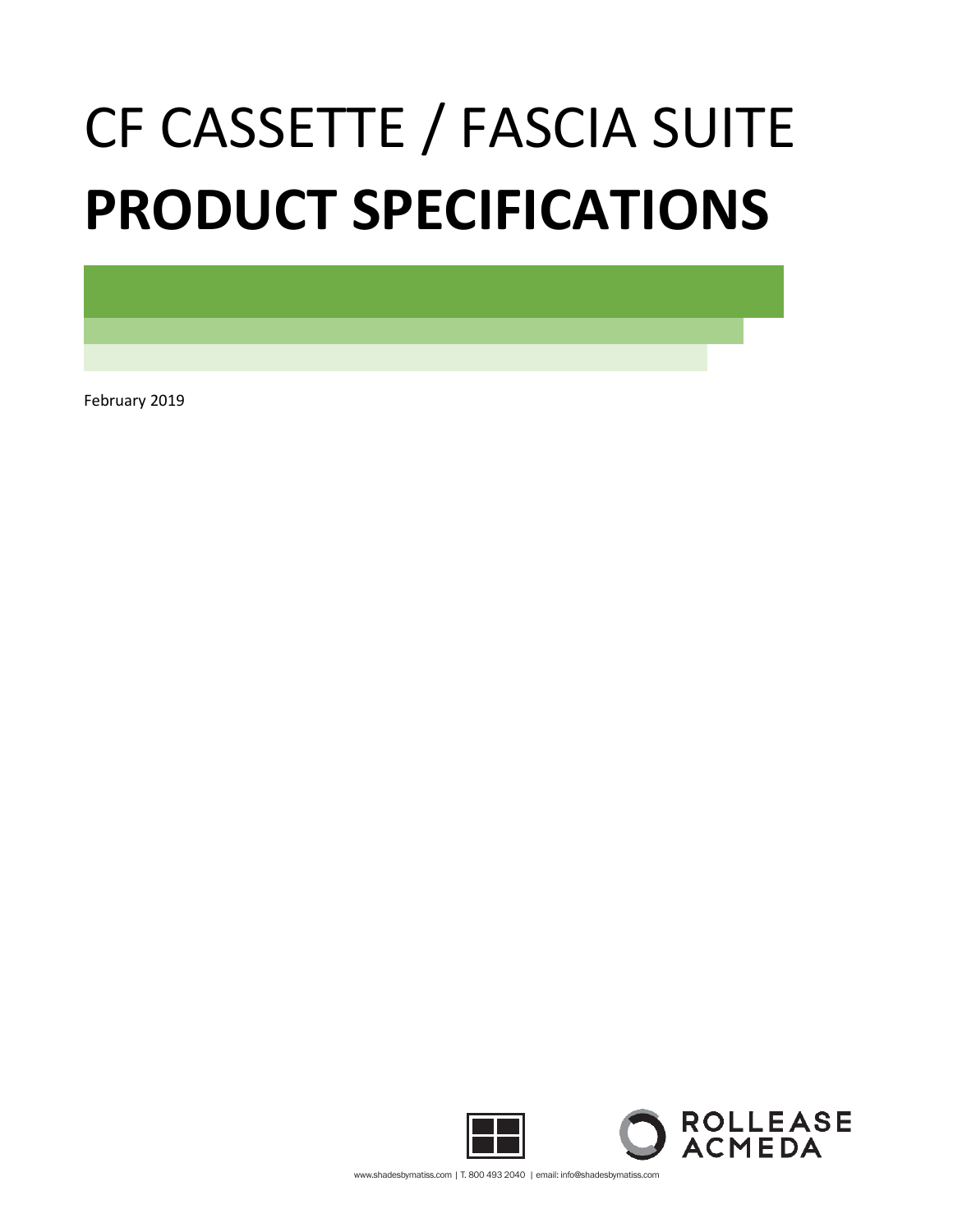# CF CASSETTE / FASCIA SUITE
# **PRODUCT SPECIFICATIONS**

February 2019

ROLLEASE ACMEDA

www.shadesbymatiss.com | T. 800 493 2040 | email: info@shadesbymatiss.com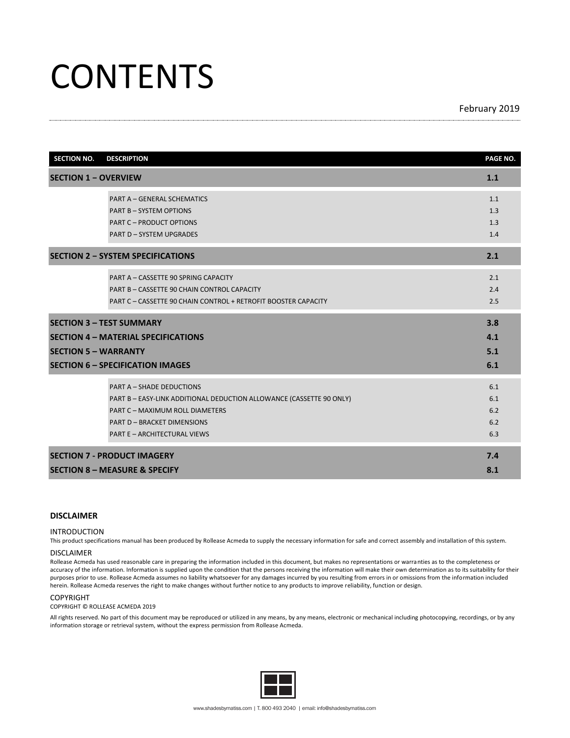# CONTENTS

February 2019

| SECTION NO. | DESCRIPTION | PAGE NO. |
|---|---|---|
| **SECTION 1 – OVERVIEW** | | **1.1** |
| | PART A – GENERAL SCHEMATICS | 1.1 |
| | PART B – SYSTEM OPTIONS | 1.3 |
| | PART C – PRODUCT OPTIONS | 1.3 |
| | PART D – SYSTEM UPGRADES | 1.4 |
| **SECTION 2 – SYSTEM SPECIFICATIONS** | | **2.1** |
| | PART A – CASSETTE 90 SPRING CAPACITY | 2.1 |
| | PART B – CASSETTE 90 CHAIN CONTROL CAPACITY | 2.4 |
| | PART C – CASSETTE 90 CHAIN CONTROL + RETROFIT BOOSTER CAPACITY | 2.5 |
| **SECTION 3 – TEST SUMMARY** | | **3.8** |
| **SECTION 4 – MATERIAL SPECIFICATIONS** | | **4.1** |
| **SECTION 5 – WARRANTY** | | **5.1** |
| **SECTION 6 – SPECIFICATION IMAGES** | | **6.1** |
| | PART A – SHADE DEDUCTIONS | 6.1 |
| | PART B – EASY-LINK ADDITIONAL DEDUCTION ALLOWANCE (CASSETTE 90 ONLY) | 6.1 |
| | PART C – MAXIMUM ROLL DIAMETERS | 6.2 |
| | PART D – BRACKET DIMENSIONS | 6.2 |
| | PART E – ARCHITECTURAL VIEWS | 6.3 |
| **SECTION 7 - PRODUCT IMAGERY** | | **7.4** |
| **SECTION 8 – MEASURE & SPECIFY** | | **8.1** |

**DISCLAIMER**

INTRODUCTION

This product specifications manual has been produced by Rollease Acmeda to supply the necessary information for safe and correct assembly and installation of this system.

DISCLAIMER

Rollease Acmeda has used reasonable care in preparing the information included in this document, but makes no representations or warranties as to the completeness or accuracy of the information. Information is supplied upon the condition that the persons receiving the information will make their own determination as to its suitability for their purposes prior to use. Rollease Acmeda assumes no liability whatsoever for any damages incurred by you resulting from errors in or omissions from the information included herein. Rollease Acmeda reserves the right to make changes without further notice to any products to improve reliability, function or design.

COPYRIGHT

COPYRIGHT © ROLLEASE ACMEDA 2019

All rights reserved. No part of this document may be reproduced or utilized in any means, by any means, electronic or mechanical including photocopying, recordings, or by any information storage or retrieval system, without the express permission from Rollease Acmeda.

www.shadesbymatiss.com | T. 800 493 2040 | email: info@shadesbymatiss.com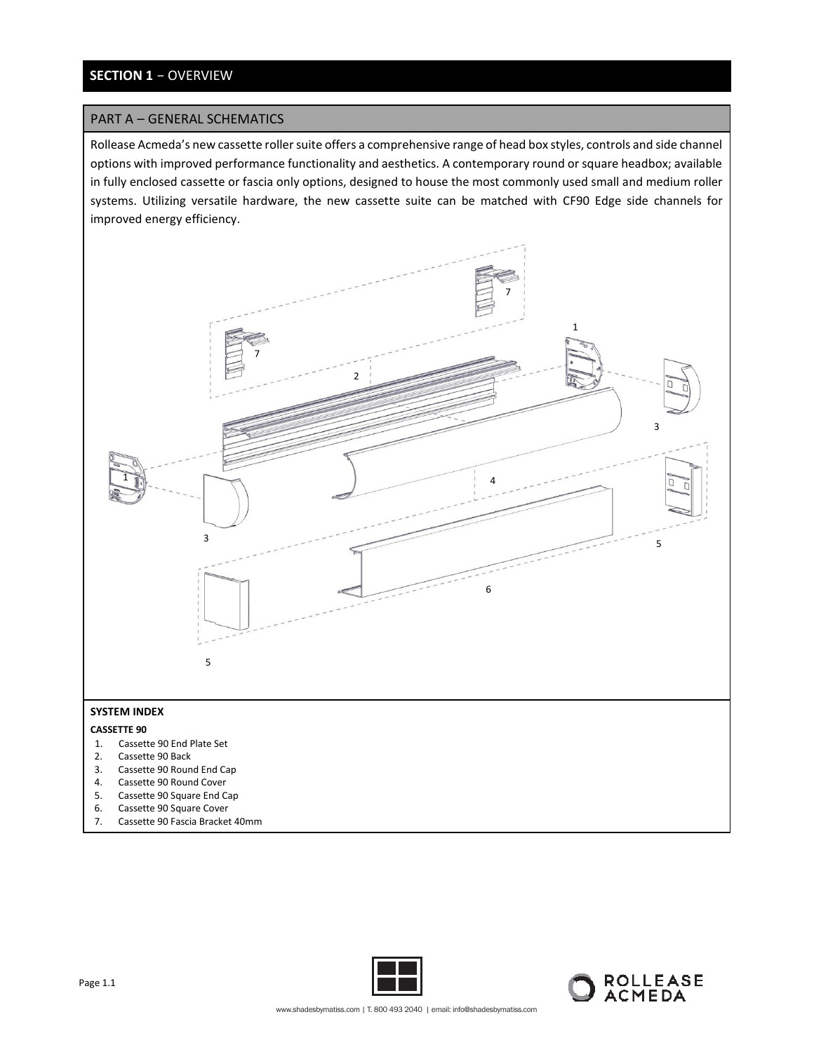# SECTION 1 – OVERVIEW

## PART A – GENERAL SCHEMATICS

Rollease Acmeda's new cassette roller suite offers a comprehensive range of head box styles, controls and side channel options with improved performance functionality and aesthetics. A contemporary round or square headbox; available in fully enclosed cassette or fascia only options, designed to house the most commonly used small and medium roller systems. Utilizing versatile hardware, the new cassette suite can be matched with CF90 Edge side channels for improved energy efficiency.

7

7

1

2

3

1

4

3

5

6

5

### SYSTEM INDEX

**CASSETTE 90**

1. Cassette 90 End Plate Set
2. Cassette 90 Back
3. Cassette 90 Round End Cap
4. Cassette 90 Round Cover
5. Cassette 90 Square End Cap
6. Cassette 90 Square Cover
7. Cassette 90 Fascia Bracket 40mm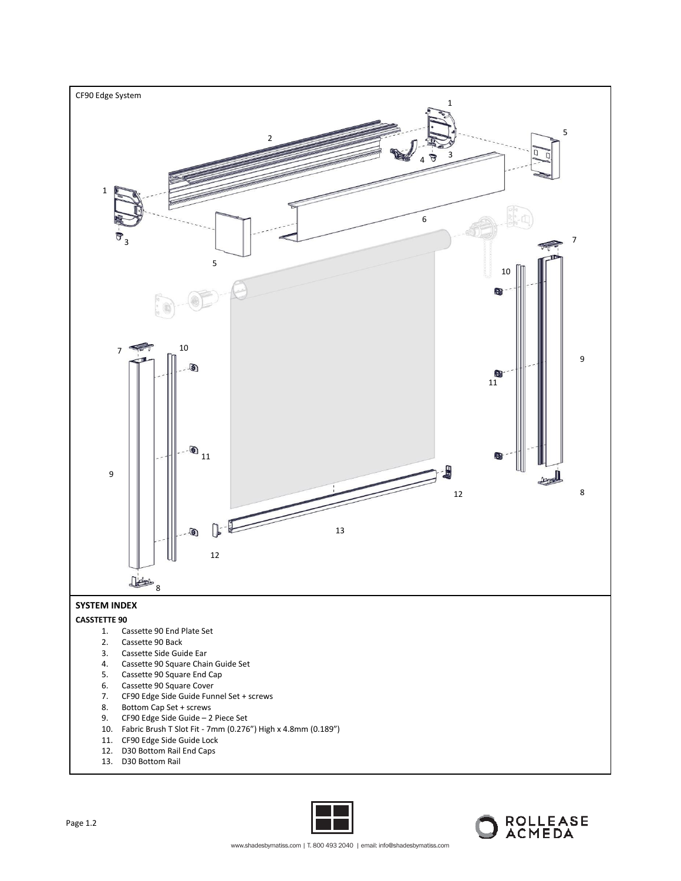CF90 Edge System

1
2
5
4
3
1
6
3
5
7
10
7
10
9
11
11
9
12
8
13
12
8

**SYSTEM INDEX**

**CASSTETTE 90**

1. Cassette 90 End Plate Set
2. Cassette 90 Back
3. Cassette Side Guide Ear
4. Cassette 90 Square Chain Guide Set
5. Cassette 90 Square End Cap
6. Cassette 90 Square Cover
7. CF90 Edge Side Guide Funnel Set + screws
8. Bottom Cap Set + screws
9. CF90 Edge Side Guide – 2 Piece Set
10. Fabric Brush T Slot Fit - 7mm (0.276") High x 4.8mm (0.189")
11. CF90 Edge Side Guide Lock
12. D30 Bottom Rail End Caps
13. D30 Bottom Rail

www.shadesbymatiss.com | T. 800 493 2040 | email: info@shadesbymatiss.com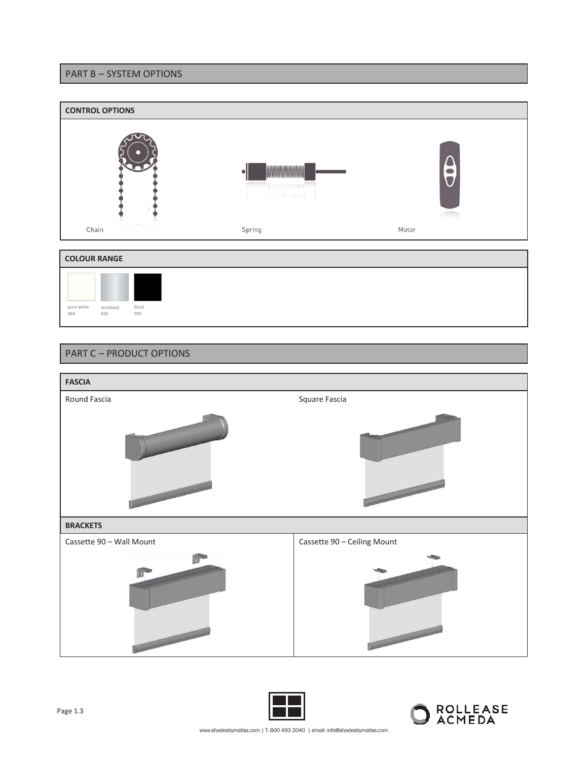## PART B – SYSTEM OPTIONS

### CONTROL OPTIONS

Chain

Spring

Motor

### COLOUR RANGE

pure white
069

anodized
020

black
050

## PART C – PRODUCT OPTIONS

### FASCIA

Round Fascia

Square Fascia

### BRACKETS

Cassette 90 – Wall Mount

Cassette 90 – Ceiling Mount

www.shadesbymatiss.com | T. 800 493 2040 | email: info@shadesbymatiss.com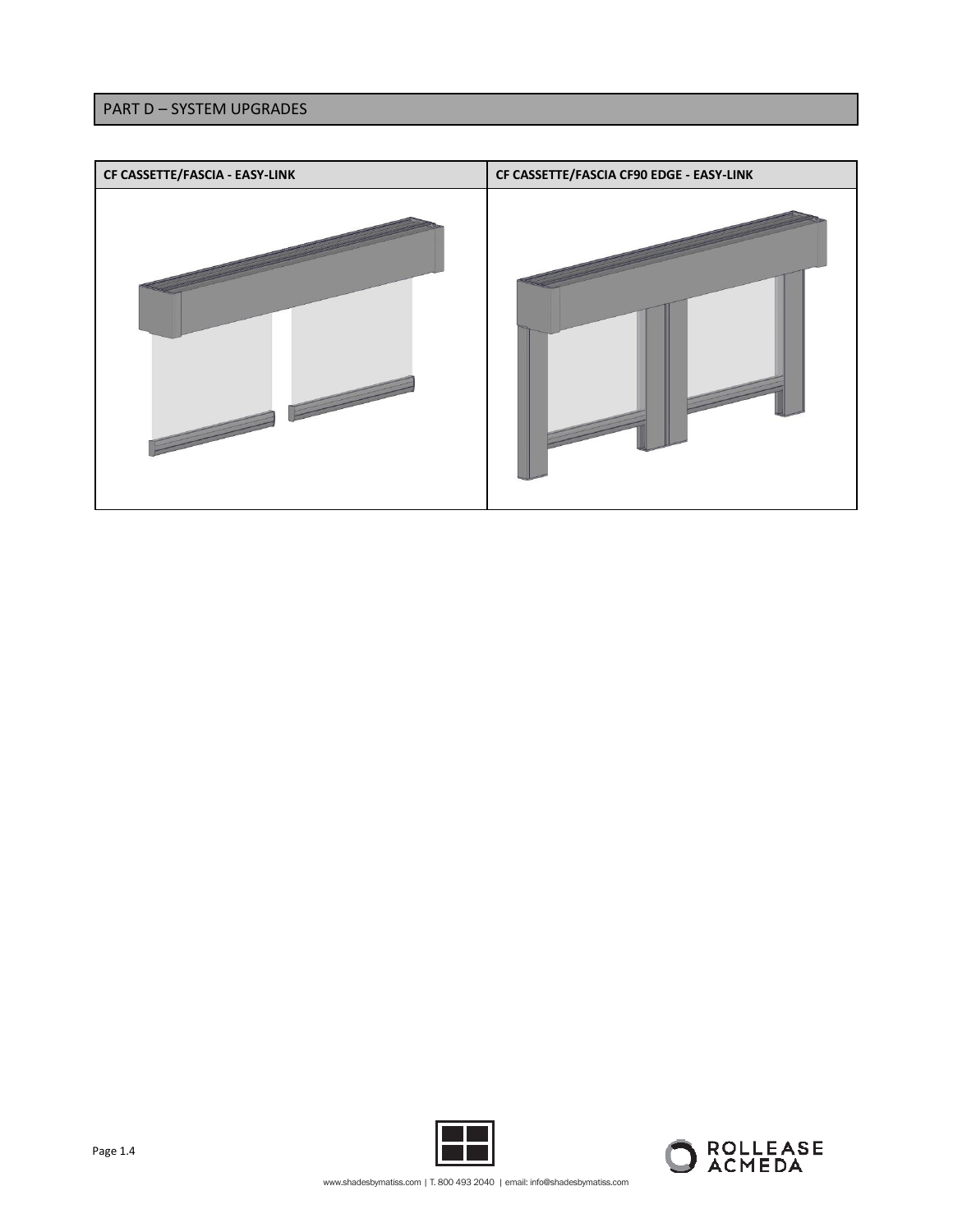## PART D – SYSTEM UPGRADES

| CF CASSETTE/FASCIA - EASY-LINK | CF CASSETTE/FASCIA CF90 EDGE - EASY-LINK |
| --- | --- |
| | |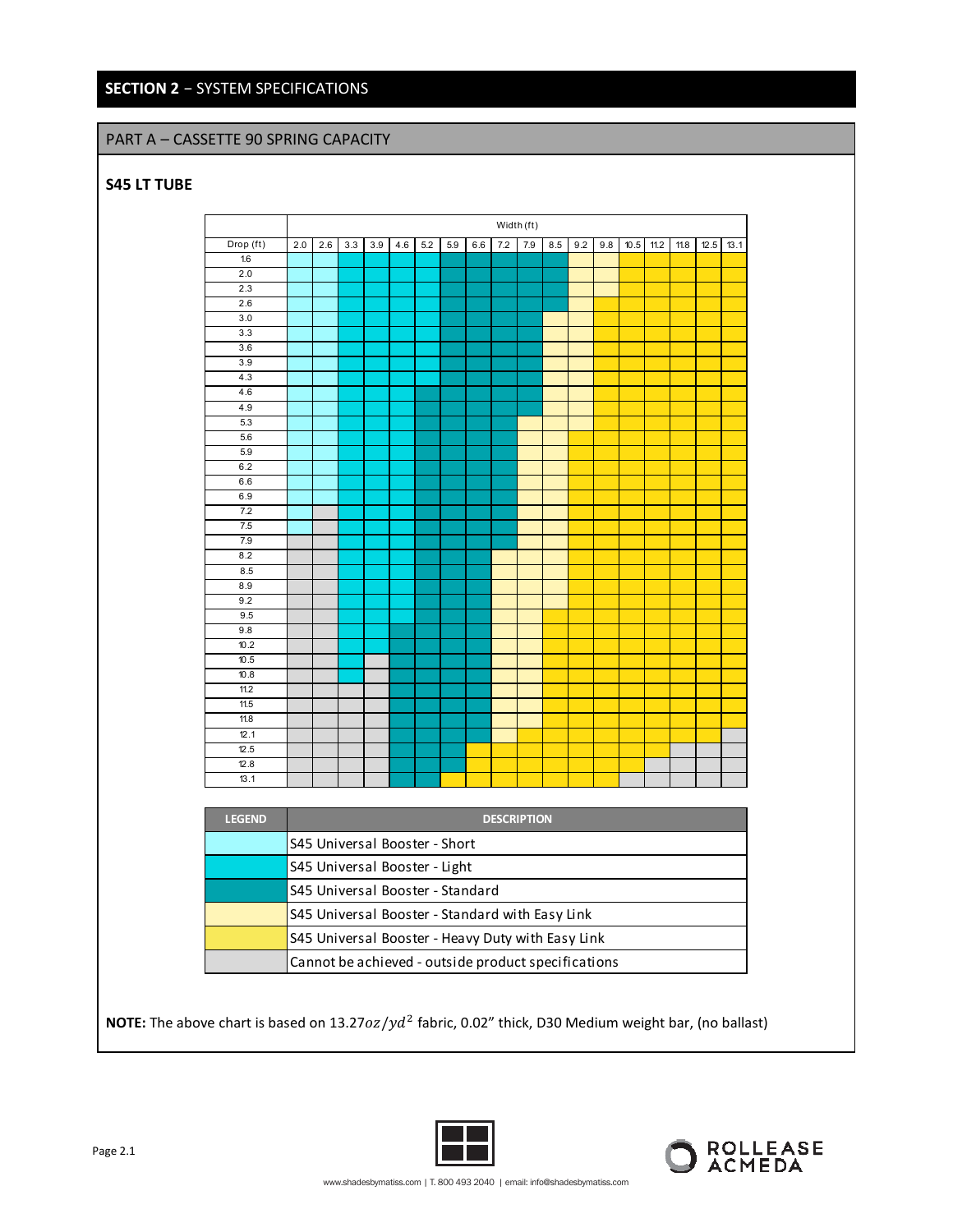## SECTION 2 – SYSTEM SPECIFICATIONS

### PART A – CASSETTE 90 SPRING CAPACITY

**S45 LT TUBE**

Width (ft)

Drop (ft)

2.0 2.6 3.3 3.9 4.6 5.2 5.9 6.6 7.2 7.9 8.5 9.2 9.8 10.5 11.2 11.8 12.5 13.1

1.6 2.0 2.3 2.6 3.0 3.3 3.6 3.9 4.3 4.6 4.9 5.3 5.6 5.9 6.2 6.6 6.9 7.2 7.5 7.9 8.2 8.5 8.9 9.2 9.5 9.8 10.2 10.5 10.8 11.2 11.5 11.8 12.1 12.5 12.8 13.1

| LEGEND | DESCRIPTION |
|---|---|
| | S45 Universal Booster - Short |
| | S45 Universal Booster - Light |
| | S45 Universal Booster - Standard |
| | S45 Universal Booster - Standard with Easy Link |
| | S45 Universal Booster - Heavy Duty with Easy Link |
| | Cannot be achieved - outside product specifications |

**NOTE:** The above chart is based on 13.27$oz/yd^2$ fabric, 0.02" thick, D30 Medium weight bar, (no ballast)

www.shadesbymatiss.com | T. 800 493 2040 | email: info@shadesbymatiss.com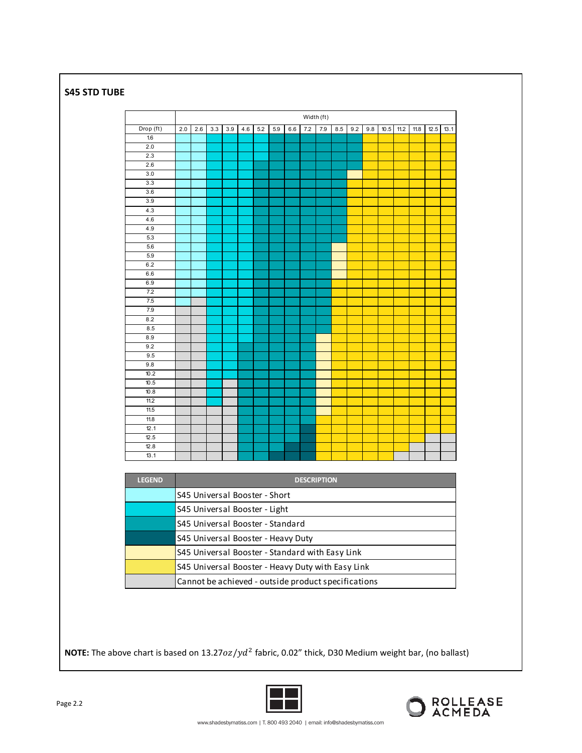## S45 STD TUBE

Width (ft)

Drop (ft)

2.0 2.6 3.3 3.9 4.6 5.2 5.9 6.6 7.2 7.9 8.5 9.2 9.8 10.5 11.2 11.8 12.5 13.1

1.6
2.0
2.3
2.6
3.0
3.3
3.6
3.9
4.3
4.6
4.9
5.3
5.6
5.9
6.2
6.6
6.9
7.2
7.5
7.9
8.2
8.5
8.9
9.2
9.5
9.8
10.2
10.5
10.8
11.2
11.5
11.8
12.1
12.5
12.8
13.1

| LEGEND | DESCRIPTION |
|---|---|
| | S45 Universal Booster - Short |
| | S45 Universal Booster - Light |
| | S45 Universal Booster - Standard |
| | S45 Universal Booster - Heavy Duty |
| | S45 Universal Booster - Standard with Easy Link |
| | S45 Universal Booster - Heavy Duty with Easy Link |
| | Cannot be achieved - outside product specifications |

**NOTE:** The above chart is based on $13.27 oz/yd^2$ fabric, 0.02" thick, D30 Medium weight bar, (no ballast)

www.shadesbymatiss.com | T. 800 493 2040 | email: info@shadesbymatiss.com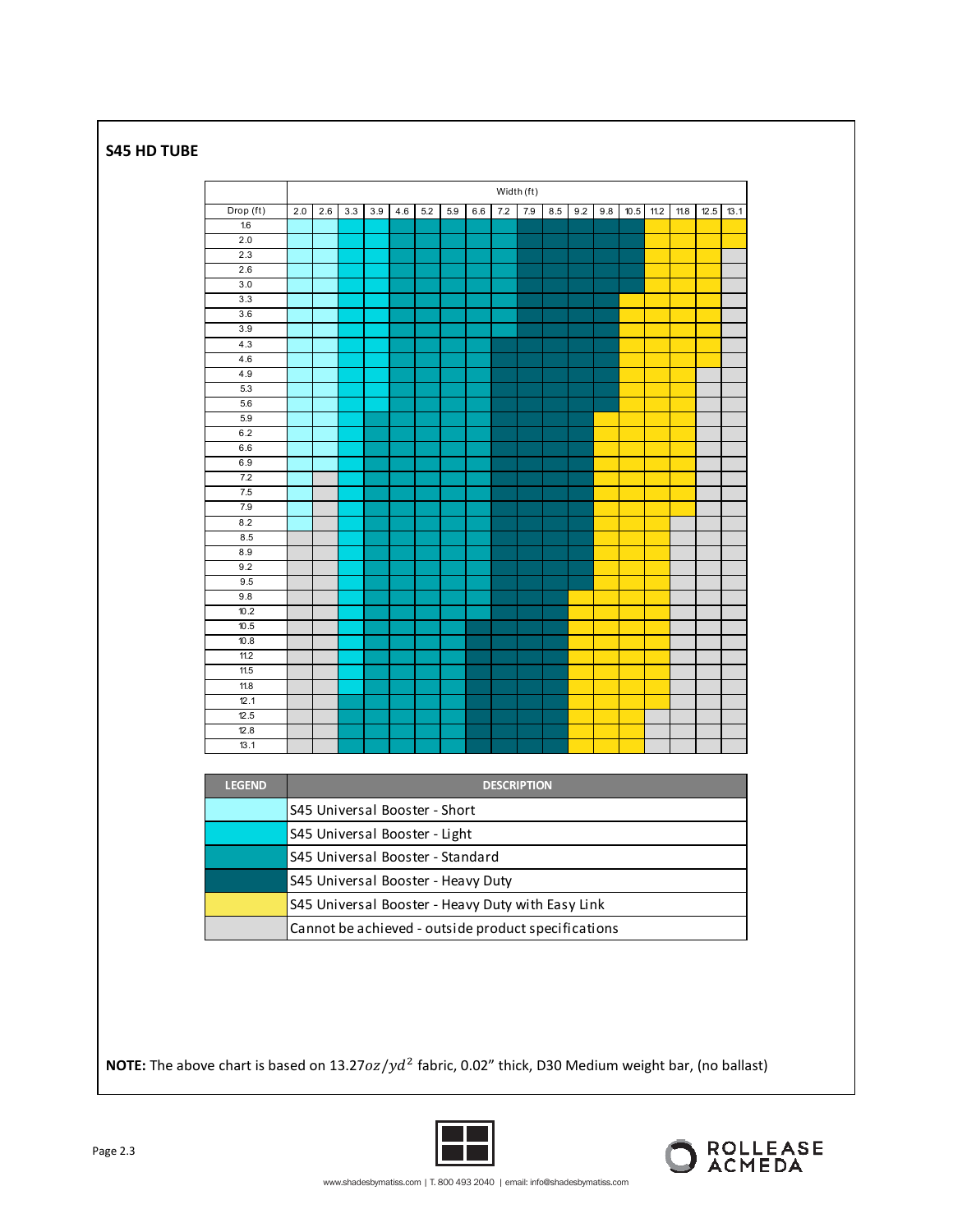## S45 HD TUBE

Width (ft)

Drop (ft)

2.0 2.6 3.3 3.9 4.6 5.2 5.9 6.6 7.2 7.9 8.5 9.2 9.8 10.5 11.2 11.8 12.5 13.1

1.6
2.0
2.3
2.6
3.0
3.3
3.6
3.9
4.3
4.6
4.9
5.3
5.6
5.9
6.2
6.6
6.9
7.2
7.5
7.9
8.2
8.5
8.9
9.2
9.5
9.8
10.2
10.5
10.8
11.2
11.5
11.8
12.1
12.5
12.8
13.1

| LEGEND | DESCRIPTION |
|---|---|
| | S45 Universal Booster - Short |
| | S45 Universal Booster - Light |
| | S45 Universal Booster - Standard |
| | S45 Universal Booster - Heavy Duty |
| | S45 Universal Booster - Heavy Duty with Easy Link |
| | Cannot be achieved - outside product specifications |

**NOTE:** The above chart is based on 13.27$oz/yd^2$ fabric, 0.02" thick, D30 Medium weight bar, (no ballast)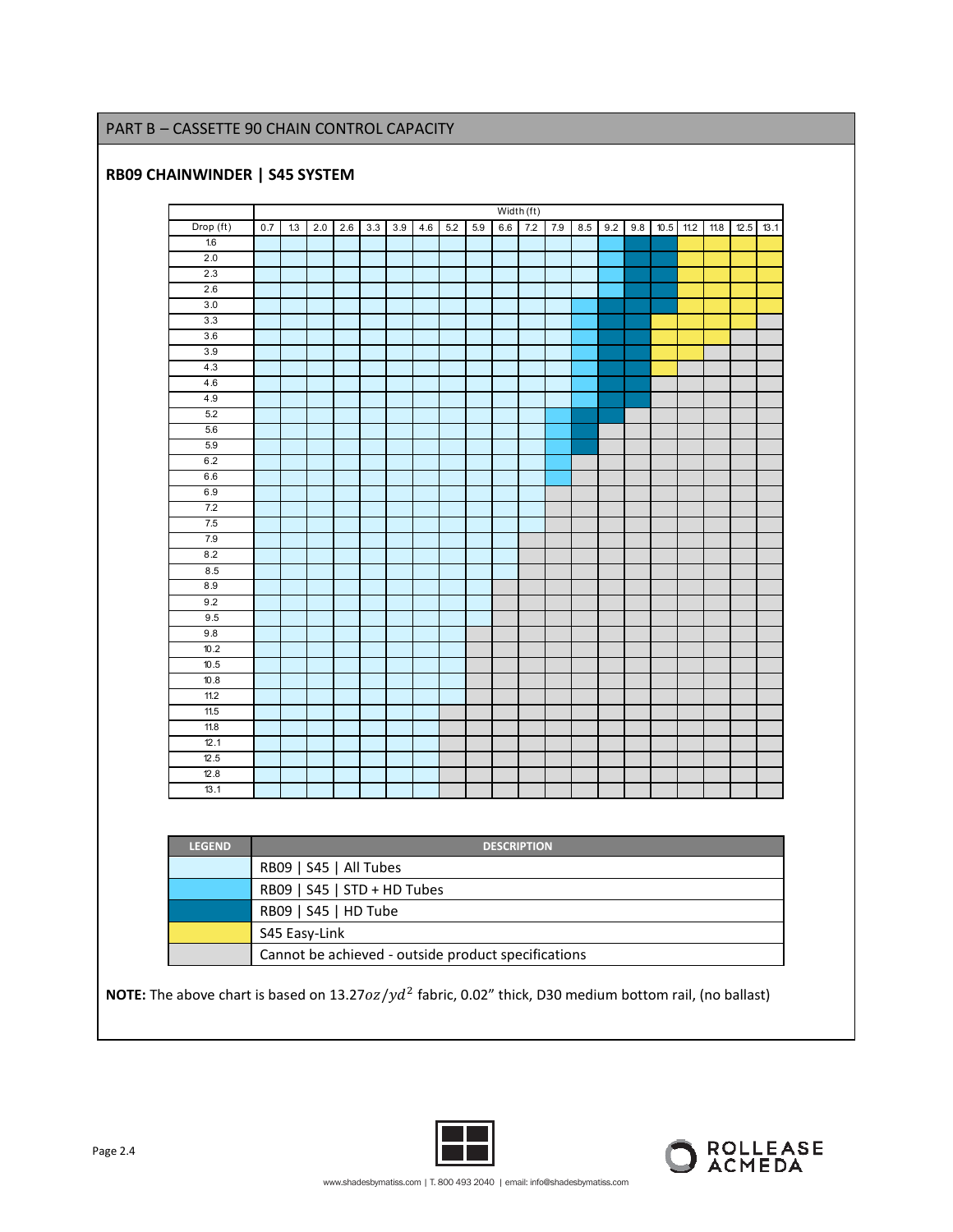## PART B – CASSETTE 90 CHAIN CONTROL CAPACITY

### RB09 CHAINWINDER | S45 SYSTEM

Width (ft)

Drop (ft)

0.7 1.3 2.0 2.6 3.3 3.9 4.6 5.2 5.9 6.6 7.2 7.9 8.5 9.2 9.8 10.5 11.2 11.8 12.5 13.1

1.6
2.0
2.3
2.6
3.0
3.3
3.6
3.9
4.3
4.6
4.9
5.2
5.6
5.9
6.2
6.6
6.9
7.2
7.5
7.9
8.2
8.5
8.9
9.2
9.5
9.8
10.2
10.5
10.8
11.2
11.5
11.8
12.1
12.5
12.8
13.1

| LEGEND | DESCRIPTION |
|---|---|
| | RB09 \| S45 \| All Tubes |
| | RB09 \| S45 \| STD + HD Tubes |
| | RB09 \| S45 \| HD Tube |
| | S45 Easy-Link |
| | Cannot be achieved - outside product specifications |

**NOTE:** The above chart is based on 13.27$oz/yd^2$ fabric, 0.02" thick, D30 medium bottom rail, (no ballast)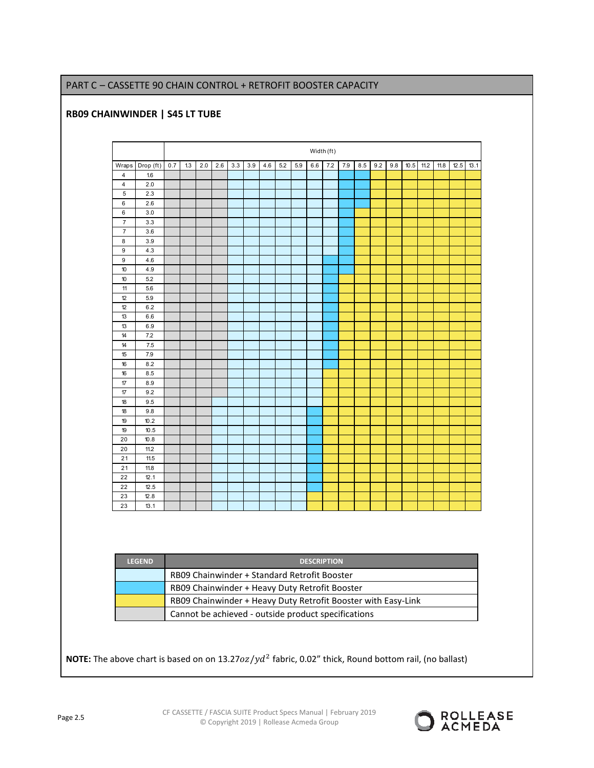## PART C – CASSETTE 90 CHAIN CONTROL + RETROFIT BOOSTER CAPACITY

### RB09 CHAINWINDER | S45 LT TUBE

| | | Width (ft) | | | | | | | | | | | | | | | | | | | |
|---|---|---|---|---|---|---|---|---|---|---|---|---|---|---|---|---|---|---|---|---|---|
| Wraps | Drop (ft) | 0.7 | 1.3 | 2.0 | 2.6 | 3.3 | 3.9 | 4.6 | 5.2 | 5.9 | 6.6 | 7.2 | 7.9 | 8.5 | 9.2 | 9.8 | 10.5 | 11.2 | 11.8 | 12.5 | 13.1 |
| 4 | 1.6 | X | X | X | X | S | S | S | S | S | S | S | H | H | E | E | E | E | E | E | E |
| 4 | 2.0 | X | X | X | X | S | S | S | S | S | S | S | H | H | E | E | E | E | E | E | E |
| 5 | 2.3 | X | X | X | X | S | S | S | S | S | S | S | H | H | E | E | E | E | E | E | E |
| 6 | 2.6 | X | X | X | X | S | S | S | S | S | S | S | H | H | E | E | E | E | E | E | E |
| 6 | 3.0 | X | X | X | X | S | S | S | S | S | S | S | H | E | E | E | E | E | E | E | E |
| 7 | 3.3 | X | X | X | X | S | S | S | S | S | S | S | H | E | E | E | E | E | E | E | E |
| 7 | 3.6 | X | X | X | X | S | S | S | S | S | S | S | H | E | E | E | E | E | E | E | E |
| 8 | 3.9 | X | X | X | X | S | S | S | S | S | S | S | H | E | E | E | E | E | E | E | E |
| 9 | 4.3 | X | X | X | X | S | S | S | S | S | S | S | H | E | E | E | E | E | E | E | E |
| 9 | 4.6 | X | X | X | X | S | S | S | S | S | S | H | H | E | E | E | E | E | E | E | E |
| 10 | 4.9 | X | X | X | X | S | S | S | S | S | S | H | H | E | E | E | E | E | E | E | E |
| 10 | 5.2 | X | X | X | X | S | S | S | S | S | S | H | E | E | E | E | E | E | E | E | E |
| 11 | 5.6 | X | X | X | X | S | S | S | S | S | S | H | E | E | E | E | E | E | E | E | E |
| 12 | 5.9 | X | X | X | X | S | S | S | S | S | S | H | E | E | E | E | E | E | E | E | E |
| 12 | 6.2 | X | X | X | X | S | S | S | S | S | S | H | E | E | E | E | E | E | E | E | E |
| 13 | 6.6 | X | X | X | X | S | S | S | S | S | S | H | E | E | E | E | E | E | E | E | E |
| 13 | 6.9 | X | X | X | X | S | S | S | S | S | S | H | E | E | E | E | E | E | E | E | E |
| 14 | 7.2 | X | X | X | X | S | S | S | S | S | S | H | E | E | E | E | E | E | E | E | E |
| 14 | 7.5 | X | X | X | X | S | S | S | S | S | S | H | E | E | E | E | E | E | E | E | E |
| 15 | 7.9 | X | X | X | X | S | S | S | S | S | S | H | E | E | E | E | E | E | E | E | E |
| 16 | 8.2 | X | X | X | X | S | S | S | S | S | S | H | E | E | E | E | E | E | E | E | E |
| 16 | 8.5 | X | X | X | X | S | S | S | S | S | S | E | E | E | E | E | E | E | E | E | E |
| 17 | 8.9 | X | X | X | X | S | S | S | S | S | S | E | E | E | E | E | E | E | E | E | E |
| 17 | 9.2 | X | X | X | X | S | S | S | S | S | S | E | E | E | E | E | E | E | E | E | E |
| 18 | 9.5 | X | X | X | S | S | S | S | S | S | S | E | E | E | E | E | E | E | E | E | E |
| 18 | 9.8 | X | X | X | S | S | S | S | S | S | H | E | E | E | E | E | E | E | E | E | E |
| 19 | 10.2 | X | X | X | S | S | S | S | S | S | H | E | E | E | E | E | E | E | E | E | E |
| 19 | 10.5 | X | X | X | S | S | S | S | S | S | H | E | E | E | E | E | E | E | E | E | E |
| 20 | 10.8 | X | X | X | S | S | S | S | S | S | H | E | E | E | E | E | E | E | E | E | E |
| 20 | 11.2 | X | X | X | S | S | S | S | S | S | H | E | E | E | E | E | E | E | E | E | E |
| 21 | 11.5 | X | X | X | S | S | S | S | S | S | H | E | E | E | E | E | E | E | E | E | E |
| 21 | 11.8 | X | X | X | S | S | S | S | S | S | H | E | E | E | E | E | E | E | E | E | E |
| 22 | 12.1 | X | X | X | S | S | S | S | S | S | H | E | E | E | E | E | E | E | E | E | E |
| 22 | 12.5 | X | X | X | S | S | S | S | S | S | H | E | E | E | E | E | E | E | E | E | E |
| 23 | 12.8 | X | X | X | S | S | S | S | S | S | E | E | E | E | E | E | E | E | E | E | E |
| 23 | 13.1 | X | X | X | S | S | S | S | S | S | E | E | E | E | E | E | E | E | E | E | E |

| LEGEND | DESCRIPTION |
|---|---|
| S (light blue) | RB09 Chainwinder + Standard Retrofit Booster |
| H (blue) | RB09 Chainwinder + Heavy Duty Retrofit Booster |
| E (yellow) | RB09 Chainwinder + Heavy Duty Retrofit Booster with Easy-Link |
| X (grey) | Cannot be achieved - outside product specifications |

**NOTE:** The above chart is based on on 13.27$oz/yd^2$ fabric, 0.02" thick, Round bottom rail, (no ballast)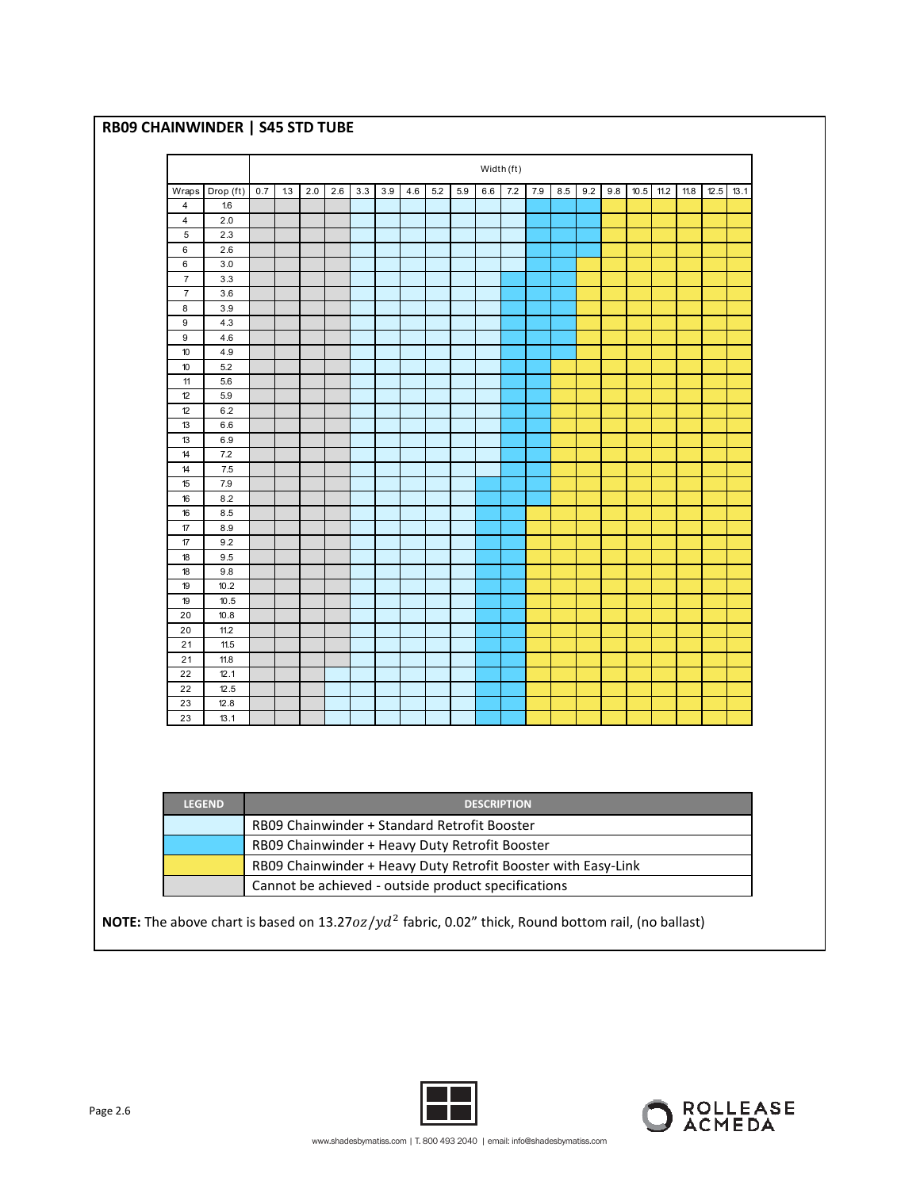## RB09 CHAINWINDER | S45 STD TUBE

| | | Width (ft) | | | | | | | | | | | | | | | | | | | |
|---|---|---|---|---|---|---|---|---|---|---|---|---|---|---|---|---|---|---|---|---|---|
| Wraps | Drop (ft) | 0.7 | 1.3 | 2.0 | 2.6 | 3.3 | 3.9 | 4.6 | 5.2 | 5.9 | 6.6 | 7.2 | 7.9 | 8.5 | 9.2 | 9.8 | 10.5 | 11.2 | 11.8 | 12.5 | 13.1 |
| 4 | 1.6 | | | | | | | | | | | | | | | | | | | | |
| 4 | 2.0 | | | | | | | | | | | | | | | | | | | | |
| 5 | 2.3 | | | | | | | | | | | | | | | | | | | | |
| 6 | 2.6 | | | | | | | | | | | | | | | | | | | | |
| 6 | 3.0 | | | | | | | | | | | | | | | | | | | | |
| 7 | 3.3 | | | | | | | | | | | | | | | | | | | | |
| 7 | 3.6 | | | | | | | | | | | | | | | | | | | | |
| 8 | 3.9 | | | | | | | | | | | | | | | | | | | | |
| 9 | 4.3 | | | | | | | | | | | | | | | | | | | | |
| 9 | 4.6 | | | | | | | | | | | | | | | | | | | | |
| 10 | 4.9 | | | | | | | | | | | | | | | | | | | | |
| 10 | 5.2 | | | | | | | | | | | | | | | | | | | | |
| 11 | 5.6 | | | | | | | | | | | | | | | | | | | | |
| 12 | 5.9 | | | | | | | | | | | | | | | | | | | | |
| 12 | 6.2 | | | | | | | | | | | | | | | | | | | | |
| 13 | 6.6 | | | | | | | | | | | | | | | | | | | | |
| 13 | 6.9 | | | | | | | | | | | | | | | | | | | | |
| 14 | 7.2 | | | | | | | | | | | | | | | | | | | | |
| 14 | 7.5 | | | | | | | | | | | | | | | | | | | | |
| 15 | 7.9 | | | | | | | | | | | | | | | | | | | | |
| 16 | 8.2 | | | | | | | | | | | | | | | | | | | | |
| 16 | 8.5 | | | | | | | | | | | | | | | | | | | | |
| 17 | 8.9 | | | | | | | | | | | | | | | | | | | | |
| 17 | 9.2 | | | | | | | | | | | | | | | | | | | | |
| 18 | 9.5 | | | | | | | | | | | | | | | | | | | | |
| 18 | 9.8 | | | | | | | | | | | | | | | | | | | | |
| 19 | 10.2 | | | | | | | | | | | | | | | | | | | | |
| 19 | 10.5 | | | | | | | | | | | | | | | | | | | | |
| 20 | 10.8 | | | | | | | | | | | | | | | | | | | | |
| 20 | 11.2 | | | | | | | | | | | | | | | | | | | | |
| 21 | 11.5 | | | | | | | | | | | | | | | | | | | | |
| 21 | 11.8 | | | | | | | | | | | | | | | | | | | | |
| 22 | 12.1 | | | | | | | | | | | | | | | | | | | | |
| 22 | 12.5 | | | | | | | | | | | | | | | | | | | | |
| 23 | 12.8 | | | | | | | | | | | | | | | | | | | | |
| 23 | 13.1 | | | | | | | | | | | | | | | | | | | | |

| LEGEND | DESCRIPTION |
|---|---|
| (light blue) | RB09 Chainwinder + Standard Retrofit Booster |
| (blue) | RB09 Chainwinder + Heavy Duty Retrofit Booster |
| (yellow) | RB09 Chainwinder + Heavy Duty Retrofit Booster with Easy-Link |
| (grey) | Cannot be achieved - outside product specifications |

**NOTE:** The above chart is based on $13.27 oz/yd^2$ fabric, 0.02" thick, Round bottom rail, (no ballast)

www.shadesbymatiss.com | T. 800 493 2040 | email: info@shadesbymatiss.com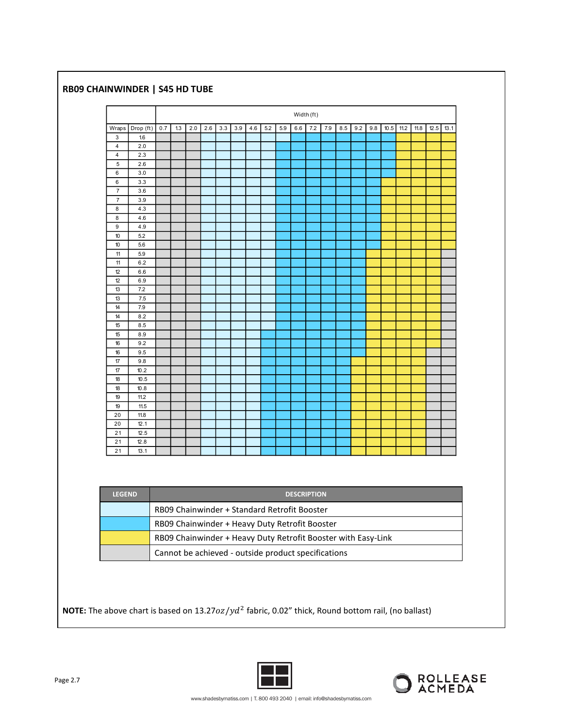## RB09 CHAINWINDER | S45 HD TUBE

| | | Width (ft) | | | | | | | | | | | | | | | | | | | |
|---|---|---|---|---|---|---|---|---|---|---|---|---|---|---|---|---|---|---|---|---|---|
| Wraps | Drop (ft) | 0.7 | 1.3 | 2.0 | 2.6 | 3.3 | 3.9 | 4.6 | 5.2 | 5.9 | 6.6 | 7.2 | 7.9 | 8.5 | 9.2 | 9.8 | 10.5 | 11.2 | 11.8 | 12.5 | 13.1 |
| 3 | 1.6 | | | | | | | | | | | | | | | | | | | | |
| 4 | 2.0 | | | | | | | | | | | | | | | | | | | | |
| 4 | 2.3 | | | | | | | | | | | | | | | | | | | | |
| 5 | 2.6 | | | | | | | | | | | | | | | | | | | | |
| 6 | 3.0 | | | | | | | | | | | | | | | | | | | | |
| 6 | 3.3 | | | | | | | | | | | | | | | | | | | | |
| 7 | 3.6 | | | | | | | | | | | | | | | | | | | | |
| 7 | 3.9 | | | | | | | | | | | | | | | | | | | | |
| 8 | 4.3 | | | | | | | | | | | | | | | | | | | | |
| 8 | 4.6 | | | | | | | | | | | | | | | | | | | | |
| 9 | 4.9 | | | | | | | | | | | | | | | | | | | | |
| 10 | 5.2 | | | | | | | | | | | | | | | | | | | | |
| 10 | 5.6 | | | | | | | | | | | | | | | | | | | | |
| 11 | 5.9 | | | | | | | | | | | | | | | | | | | | |
| 11 | 6.2 | | | | | | | | | | | | | | | | | | | | |
| 12 | 6.6 | | | | | | | | | | | | | | | | | | | | |
| 12 | 6.9 | | | | | | | | | | | | | | | | | | | | |
| 13 | 7.2 | | | | | | | | | | | | | | | | | | | | |
| 13 | 7.5 | | | | | | | | | | | | | | | | | | | | |
| 14 | 7.9 | | | | | | | | | | | | | | | | | | | | |
| 14 | 8.2 | | | | | | | | | | | | | | | | | | | | |
| 15 | 8.5 | | | | | | | | | | | | | | | | | | | | |
| 15 | 8.9 | | | | | | | | | | | | | | | | | | | | |
| 16 | 9.2 | | | | | | | | | | | | | | | | | | | | |
| 16 | 9.5 | | | | | | | | | | | | | | | | | | | | |
| 17 | 9.8 | | | | | | | | | | | | | | | | | | | | |
| 17 | 10.2 | | | | | | | | | | | | | | | | | | | | |
| 18 | 10.5 | | | | | | | | | | | | | | | | | | | | |
| 18 | 10.8 | | | | | | | | | | | | | | | | | | | | |
| 19 | 11.2 | | | | | | | | | | | | | | | | | | | | |
| 19 | 11.5 | | | | | | | | | | | | | | | | | | | | |
| 20 | 11.8 | | | | | | | | | | | | | | | | | | | | |
| 20 | 12.1 | | | | | | | | | | | | | | | | | | | | |
| 21 | 12.5 | | | | | | | | | | | | | | | | | | | | |
| 21 | 12.8 | | | | | | | | | | | | | | | | | | | | |
| 21 | 13.1 | | | | | | | | | | | | | | | | | | | | |

| LEGEND | DESCRIPTION |
|---|---|
| | RB09 Chainwinder + Standard Retrofit Booster |
| | RB09 Chainwinder + Heavy Duty Retrofit Booster |
| | RB09 Chainwinder + Heavy Duty Retrofit Booster with Easy-Link |
| | Cannot be achieved - outside product specifications |

**NOTE:** The above chart is based on $13.27 oz/yd^2$ fabric, 0.02" thick, Round bottom rail, (no ballast)

www.shadesbymatiss.com | T. 800 493 2040 | email: info@shadesbymatiss.com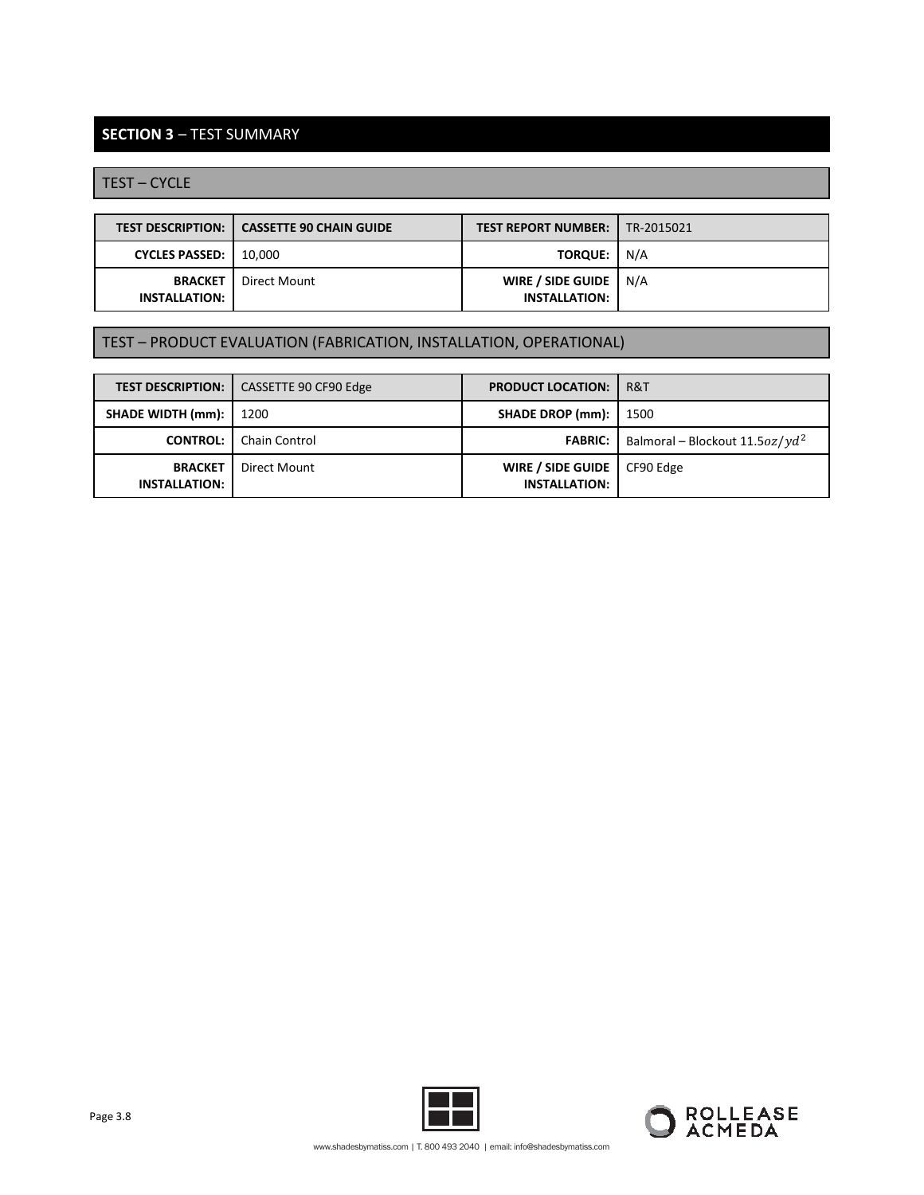## **SECTION 3** – TEST SUMMARY

### TEST – CYCLE

| | | | |
|---|---|---|---|
| **TEST DESCRIPTION:** | **CASSETTE 90 CHAIN GUIDE** | **TEST REPORT NUMBER:** | TR-2015021 |
| **CYCLES PASSED:** | 10,000 | **TORQUE:** | N/A |
| **BRACKET INSTALLATION:** | Direct Mount | **WIRE / SIDE GUIDE INSTALLATION:** | N/A |

### TEST – PRODUCT EVALUATION (FABRICATION, INSTALLATION, OPERATIONAL)

| | | | |
|---|---|---|---|
| **TEST DESCRIPTION:** | CASSETTE 90 CF90 Edge | **PRODUCT LOCATION:** | R&T |
| **SHADE WIDTH (mm):** | 1200 | **SHADE DROP (mm):** | 1500 |
| **CONTROL:** | Chain Control | **FABRIC:** | Balmoral – Blockout 11.5$oz/yd^2$ |
| **BRACKET INSTALLATION:** | Direct Mount | **WIRE / SIDE GUIDE INSTALLATION:** | CF90 Edge |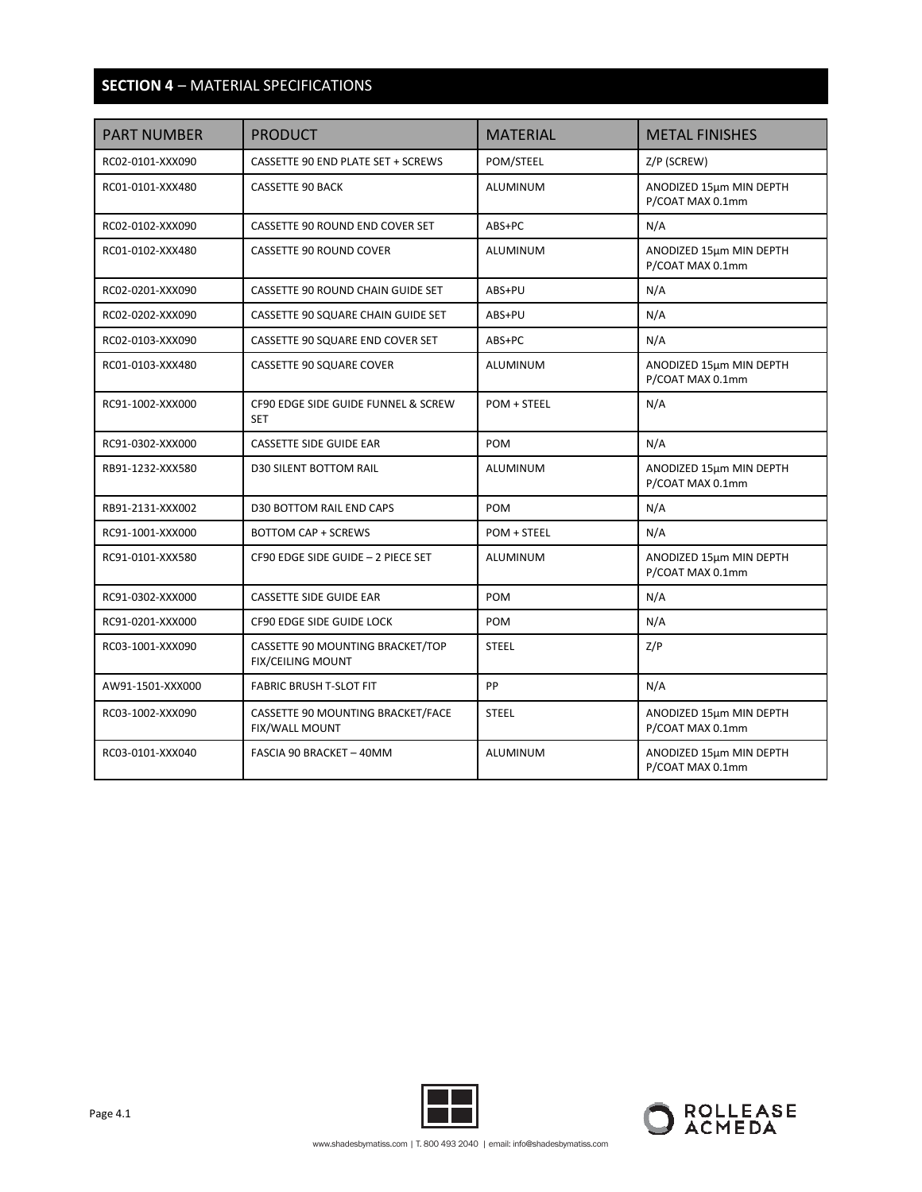## SECTION 4 – MATERIAL SPECIFICATIONS

| PART NUMBER | PRODUCT | MATERIAL | METAL FINISHES |
|---|---|---|---|
| RC02-0101-XXX090 | CASSETTE 90 END PLATE SET + SCREWS | POM/STEEL | Z/P (SCREW) |
| RC01-0101-XXX480 | CASSETTE 90 BACK | ALUMINUM | ANODIZED 15µm MIN DEPTH P/COAT MAX 0.1mm |
| RC02-0102-XXX090 | CASSETTE 90 ROUND END COVER SET | ABS+PC | N/A |
| RC01-0102-XXX480 | CASSETTE 90 ROUND COVER | ALUMINUM | ANODIZED 15µm MIN DEPTH P/COAT MAX 0.1mm |
| RC02-0201-XXX090 | CASSETTE 90 ROUND CHAIN GUIDE SET | ABS+PU | N/A |
| RC02-0202-XXX090 | CASSETTE 90 SQUARE CHAIN GUIDE SET | ABS+PU | N/A |
| RC02-0103-XXX090 | CASSETTE 90 SQUARE END COVER SET | ABS+PC | N/A |
| RC01-0103-XXX480 | CASSETTE 90 SQUARE COVER | ALUMINUM | ANODIZED 15µm MIN DEPTH P/COAT MAX 0.1mm |
| RC91-1002-XXX000 | CF90 EDGE SIDE GUIDE FUNNEL & SCREW SET | POM + STEEL | N/A |
| RC91-0302-XXX000 | CASSETTE SIDE GUIDE EAR | POM | N/A |
| RB91-1232-XXX580 | D30 SILENT BOTTOM RAIL | ALUMINUM | ANODIZED 15µm MIN DEPTH P/COAT MAX 0.1mm |
| RB91-2131-XXX002 | D30 BOTTOM RAIL END CAPS | POM | N/A |
| RC91-1001-XXX000 | BOTTOM CAP + SCREWS | POM + STEEL | N/A |
| RC91-0101-XXX580 | CF90 EDGE SIDE GUIDE – 2 PIECE SET | ALUMINUM | ANODIZED 15µm MIN DEPTH P/COAT MAX 0.1mm |
| RC91-0302-XXX000 | CASSETTE SIDE GUIDE EAR | POM | N/A |
| RC91-0201-XXX000 | CF90 EDGE SIDE GUIDE LOCK | POM | N/A |
| RC03-1001-XXX090 | CASSETTE 90 MOUNTING BRACKET/TOP FIX/CEILING MOUNT | STEEL | Z/P |
| AW91-1501-XXX000 | FABRIC BRUSH T-SLOT FIT | PP | N/A |
| RC03-1002-XXX090 | CASSETTE 90 MOUNTING BRACKET/FACE FIX/WALL MOUNT | STEEL | ANODIZED 15µm MIN DEPTH P/COAT MAX 0.1mm |
| RC03-0101-XXX040 | FASCIA 90 BRACKET – 40MM | ALUMINUM | ANODIZED 15µm MIN DEPTH P/COAT MAX 0.1mm |

www.shadesbymatiss.com | T. 800 493 2040 | email: info@shadesbymatiss.com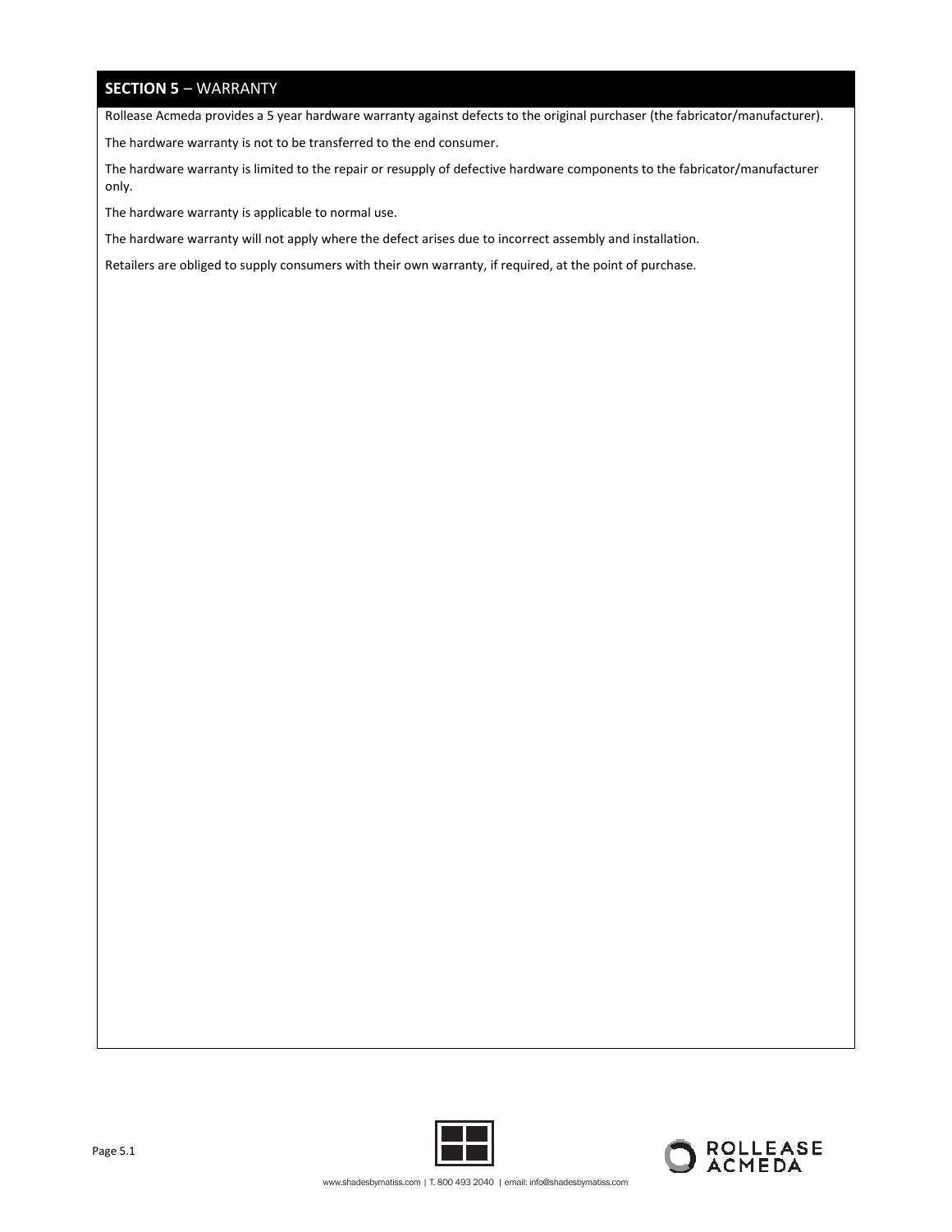## **SECTION 5** – WARRANTY

Rollease Acmeda provides a 5 year hardware warranty against defects to the original purchaser (the fabricator/manufacturer).

The hardware warranty is not to be transferred to the end consumer.

The hardware warranty is limited to the repair or resupply of defective hardware components to the fabricator/manufacturer only.

The hardware warranty is applicable to normal use.

The hardware warranty will not apply where the defect arises due to incorrect assembly and installation.

Retailers are obliged to supply consumers with their own warranty, if required, at the point of purchase.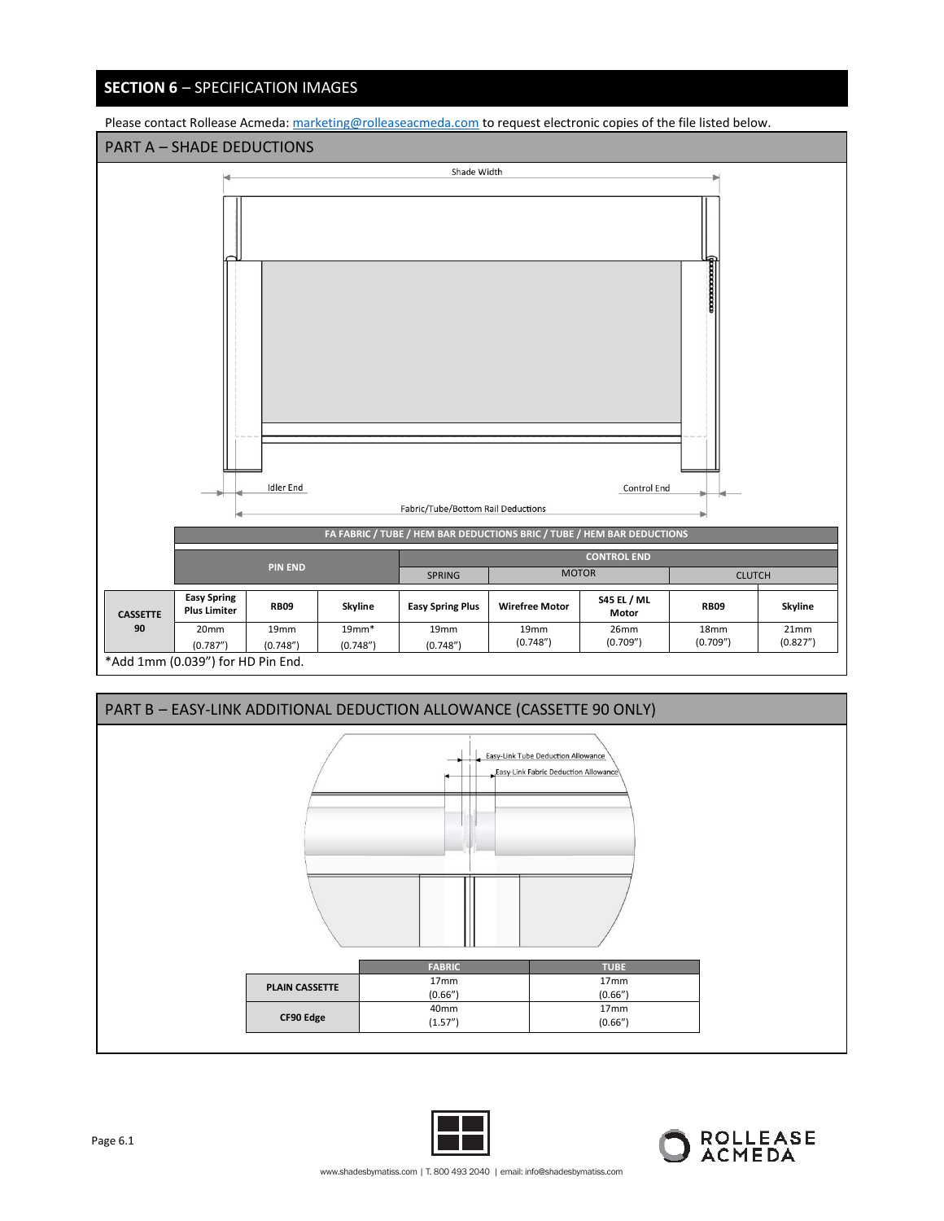## SECTION 6 – SPECIFICATION IMAGES

Please contact Rollease Acmeda: marketing@rolleaseacmeda.com to request electronic copies of the file listed below.

### PART A – SHADE DEDUCTIONS

Shade Width

Idler End

Control End

Fabric/Tube/Bottom Rail Deductions

| | FA FABRIC / TUBE / HEM BAR DEDUCTIONS BRIC / TUBE / HEM BAR DEDUCTIONS | | | | | | | |
|---|---|---|---|---|---|---|---|---|
| | PIN END | | | CONTROL END | | | | |
| | | | | SPRING | MOTOR | | CLUTCH | |
| **CASSETTE 90** | **Easy Spring Plus Limiter** | **RB09** | **Skyline** | **Easy Spring Plus** | **Wirefree Motor** | **S45 EL / ML Motor** | **RB09** | **Skyline** |
| | 20mm (0.787") | 19mm (0.748") | 19mm* (0.748") | 19mm (0.748") | 19mm (0.748") | 26mm (0.709") | 18mm (0.709") | 21mm (0.827") |

*Add 1mm (0.039") for HD Pin End.

### PART B – EASY-LINK ADDITIONAL DEDUCTION ALLOWANCE (CASSETTE 90 ONLY)

Easy-Link Tube Deduction Allowance

Easy-Link Fabric Deduction Allowance

| | FABRIC | TUBE |
|---|---|---|
| **PLAIN CASSETTE** | 17mm (0.66") | 17mm (0.66") |
| **CF90 Edge** | 40mm (1.57") | 17mm (0.66") |

www.shadesbymatiss.com | T. 800 493 2040 | email: info@shadesbymatiss.com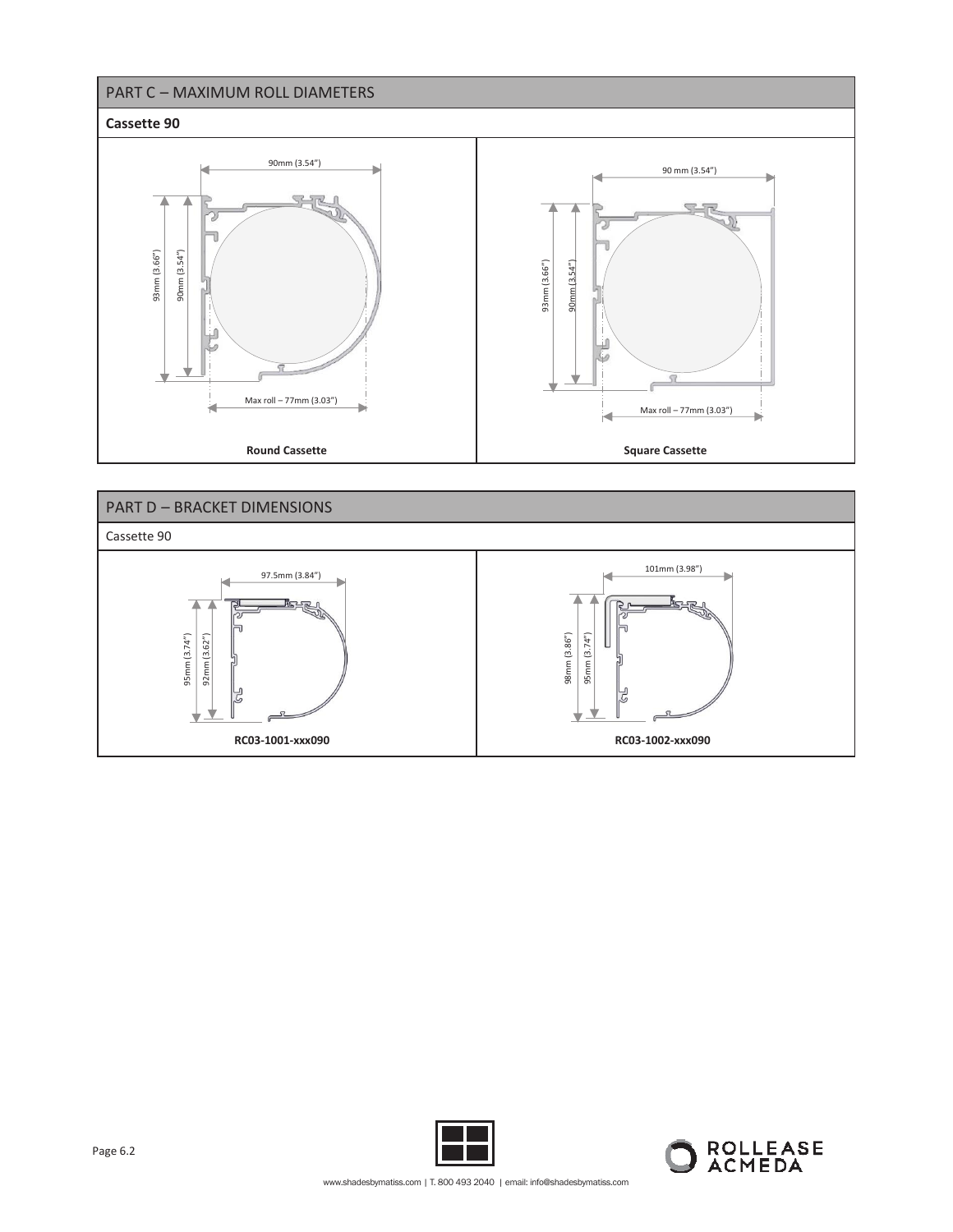## PART C – MAXIMUM ROLL DIAMETERS

**Cassette 90**

90mm (3.54")

93mm (3.66")

90mm (3.54")

Max roll – 77mm (3.03")

**Round Cassette**

90 mm (3.54")

93mm (3.66")

90mm (3.54")

Max roll – 77mm (3.03")

**Square Cassette**

## PART D – BRACKET DIMENSIONS

Cassette 90

97.5mm (3.84")

95mm (3.74")

92mm (3.62")

**RC03-1001-xxx090**

101mm (3.98")

98mm (3.86")

95mm (3.74")

**RC03-1002-xxx090**

www.shadesbymatiss.com | T. 800 493 2040 | email: info@shadesbymatiss.com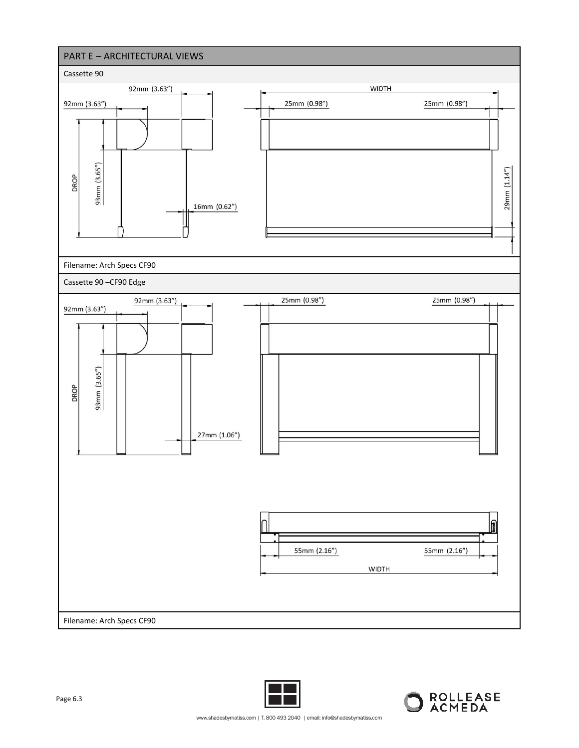## PART E – ARCHITECTURAL VIEWS

### Cassette 90

92mm (3.63")

92mm (3.63")

DROP

93mm (3.65")

16mm (0.62")

WIDTH

25mm (0.98")

25mm (0.98")

29mm (1.14")

Filename: Arch Specs CF90

### Cassette 90 –CF90 Edge

92mm (3.63")

92mm (3.63")

DROP

93mm (3.65")

27mm (1.06")

25mm (0.98")

25mm (0.98")

55mm (2.16")

55mm (2.16")

WIDTH

Filename: Arch Specs CF90

www.shadesbymatiss.com | T. 800 493 2040 | email: info@shadesbymatiss.com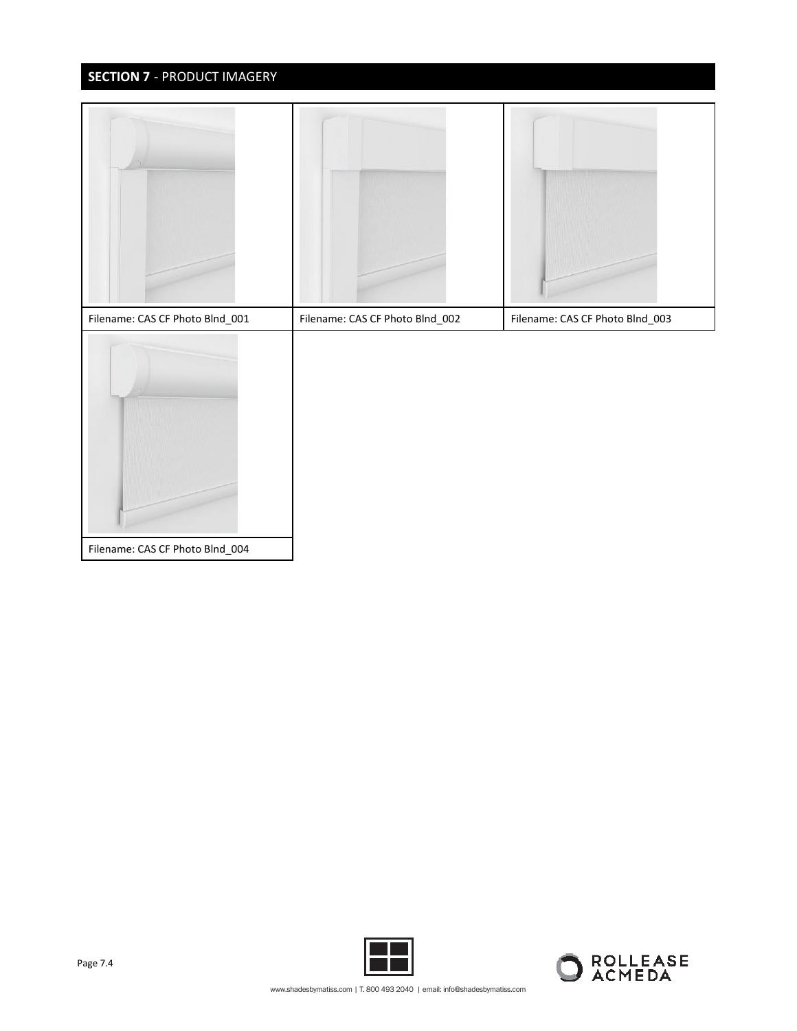## SECTION 7 - PRODUCT IMAGERY

Filename: CAS CF Photo Blnd_001

Filename: CAS CF Photo Blnd_002

Filename: CAS CF Photo Blnd_003

Filename: CAS CF Photo Blnd_004

www.shadesbymatiss.com | T. 800 493 2040 | email: info@shadesbymatiss.com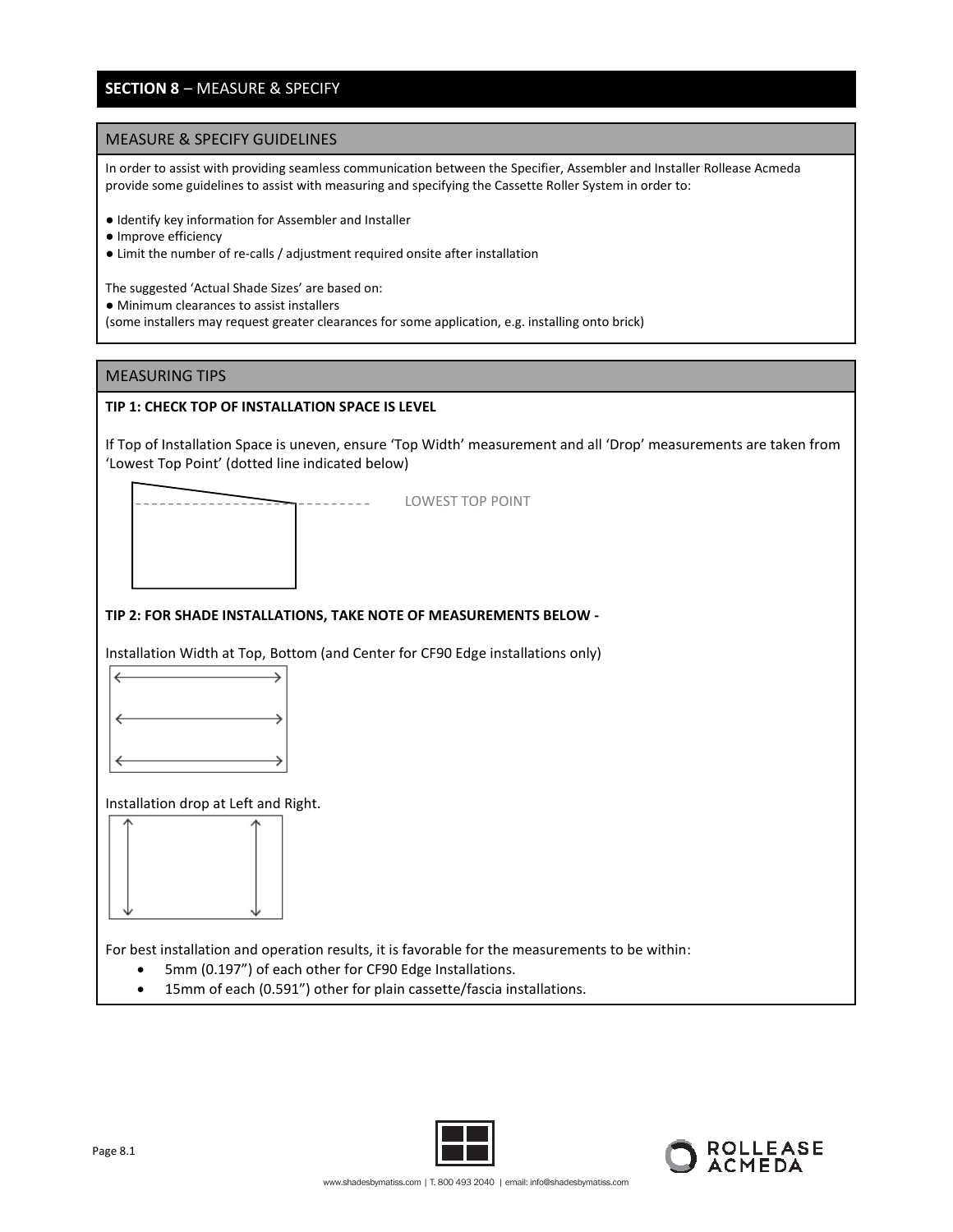## SECTION 8 – MEASURE & SPECIFY

### MEASURE & SPECIFY GUIDELINES

In order to assist with providing seamless communication between the Specifier, Assembler and Installer Rollease Acmeda provide some guidelines to assist with measuring and specifying the Cassette Roller System in order to:

- ● Identify key information for Assembler and Installer
- ● Improve efficiency
- ● Limit the number of re-calls / adjustment required onsite after installation

The suggested 'Actual Shade Sizes' are based on:

● Minimum clearances to assist installers

(some installers may request greater clearances for some application, e.g. installing onto brick)

### MEASURING TIPS

**TIP 1: CHECK TOP OF INSTALLATION SPACE IS LEVEL**

If Top of Installation Space is uneven, ensure 'Top Width' measurement and all 'Drop' measurements are taken from 'Lowest Top Point' (dotted line indicated below)

LOWEST TOP POINT

**TIP 2: FOR SHADE INSTALLATIONS, TAKE NOTE OF MEASUREMENTS BELOW -**

Installation Width at Top, Bottom (and Center for CF90 Edge installations only)

Installation drop at Left and Right.

For best installation and operation results, it is favorable for the measurements to be within:

- 5mm (0.197") of each other for CF90 Edge Installations.
- 15mm of each (0.591") other for plain cassette/fascia installations.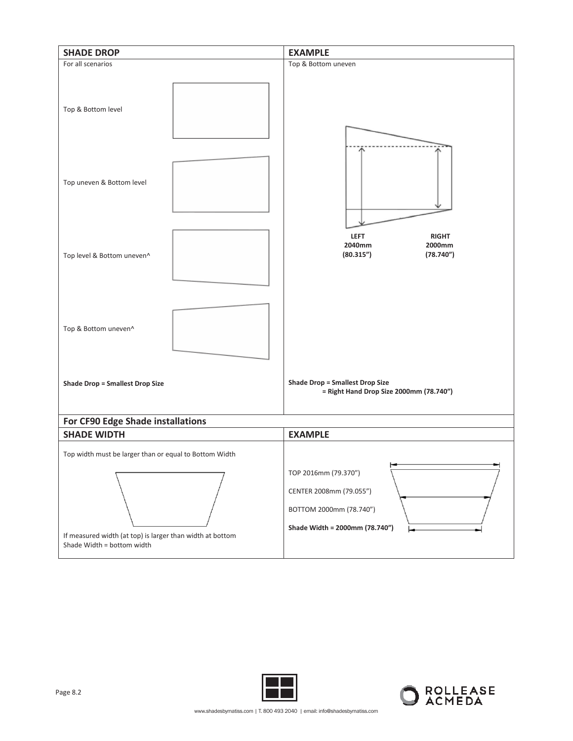| SHADE DROP | EXAMPLE |
| --- | --- |
| For all scenarios | Top & Bottom uneven |
| Top & Bottom level | |
| Top uneven & Bottom level | LEFT 2040mm (80.315”) RIGHT 2000mm (78.740”) |
| Top level & Bottom uneven^ | |
| Top & Bottom uneven^ | |
| **Shade Drop = Smallest Drop Size** | **Shade Drop = Smallest Drop Size = Right Hand Drop Size 2000mm (78.740”)** |

## For CF90 Edge Shade installations

| SHADE WIDTH | EXAMPLE |
| --- | --- |
| Top width must be larger than or equal to Bottom Width | TOP 2016mm (79.370”) |
| | CENTER 2008mm (79.055”) |
| | BOTTOM 2000mm (78.740”) |
| If measured width (at top) is larger than width at bottom Shade Width = bottom width | **Shade Width = 2000mm (78.740”)** |

www.shadesbymatiss.com | T. 800 493 2040 | email: info@shadesbymatiss.com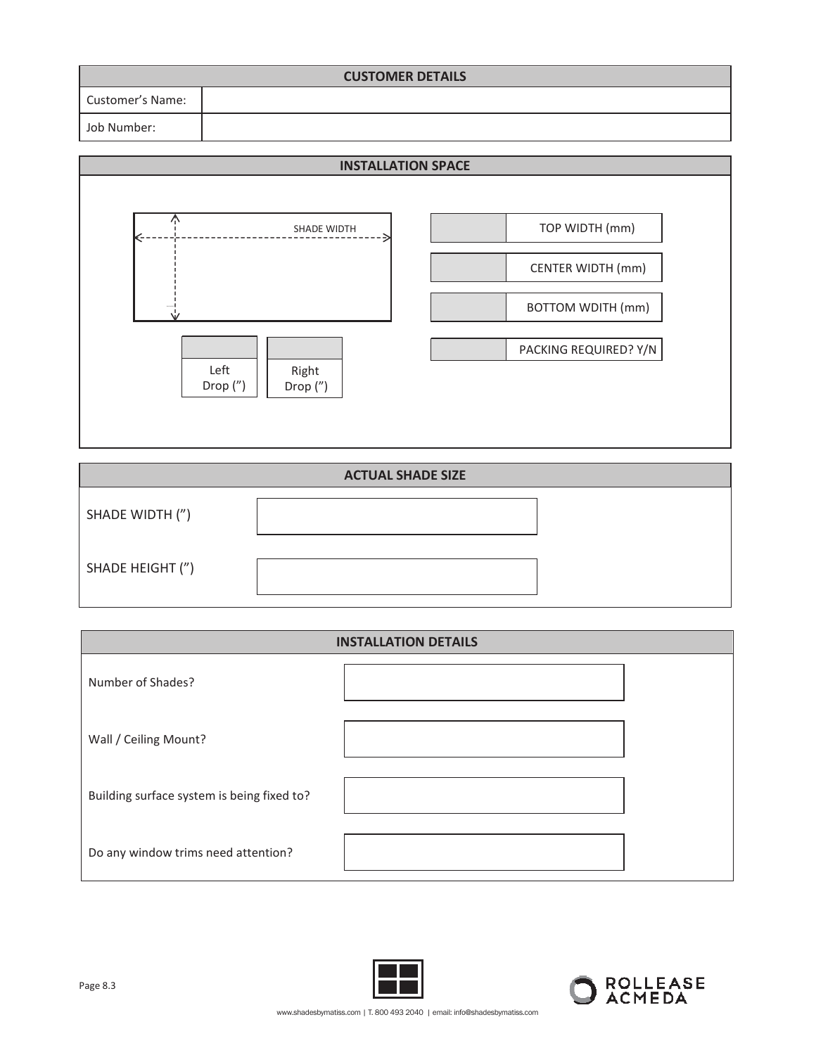| CUSTOMER DETAILS | |
|---|---|
| Customer's Name: | |
| Job Number: | |

## INSTALLATION SPACE

SHADE WIDTH

| | |
|---|---|
| | Left Drop (") |
| | Right Drop (") |

| | |
|---|---|
| | TOP WIDTH (mm) |
| | CENTER WIDTH (mm) |
| | BOTTOM WDITH (mm) |
| | PACKING REQUIRED? Y/N |

## ACTUAL SHADE SIZE

| | |
|---|---|
| SHADE WIDTH (") | |
| SHADE HEIGHT (") | |

## INSTALLATION DETAILS

| | |
|---|---|
| Number of Shades? | |
| Wall / Ceiling Mount? | |
| Building surface system is being fixed to? | |
| Do any window trims need attention? | |

www.shadesbymatiss.com | T. 800 493 2040 | email: info@shadesbymatiss.com

ROLLEASE ACMEDA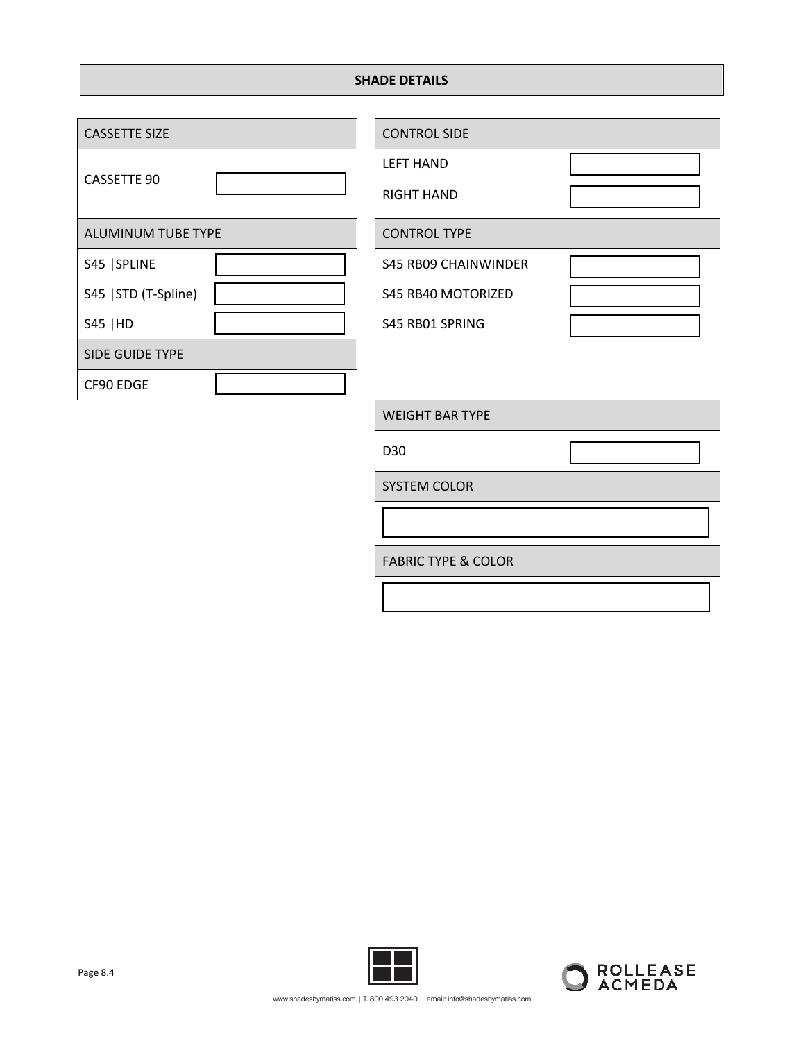## SHADE DETAILS

| CASSETTE SIZE | |
|---|---|
| CASSETTE 90 | |

| ALUMINUM TUBE TYPE | |
|---|---|
| S45 \|SPLINE | |
| S45 \|STD (T-Spline) | |
| S45 \|HD | |

| SIDE GUIDE TYPE | |
|---|---|
| CF90 EDGE | |

| CONTROL SIDE | |
|---|---|
| LEFT HAND | |
| RIGHT HAND | |

| CONTROL TYPE | |
|---|---|
| S45 RB09 CHAINWINDER | |
| S45 RB40 MOTORIZED | |
| S45 RB01 SPRING | |

| WEIGHT BAR TYPE | |
|---|---|
| D30 | |

| SYSTEM COLOR |
|---|
| |

| FABRIC TYPE & COLOR |
|---|
| |

www.shadesbymatiss.com | T. 800 493 2040 | email: info@shadesbymatiss.com

ROLLEASE ACMEDA